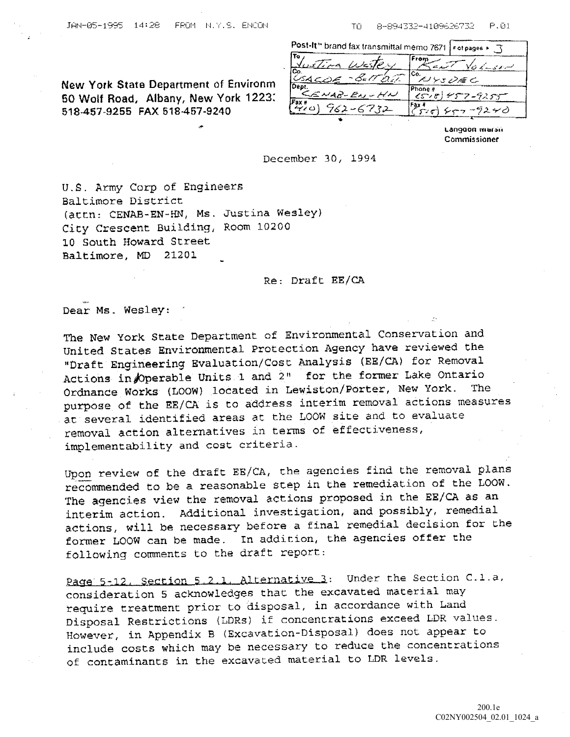JAN-05-1995 14:28 FROM N.Y.S. ENCON TO 8-894332-4109626732 P.01

| Post-It™ brand fax transmittal memo 7671 | # of pages ▸ 3 |
|---|---|
| To Justina Wesley | From Kent Johnson |
| Co. USACOE - Balt Dist. | Co. NYSDEC |
| Dept. CENAB-EN-HN | Phone # (518) 457-9255 |
| Fax # (410) 962-6732 | Fax # (518) 457-9240 |

**New York State Department of Environm**
**50 Wolf Road, Albany, New York 1223**
**518-457-9255 FAX 518-457-9240**

Langdon Marsh
Commissioner

December 30, 1994

U.S. Army Corp of Engineers
Baltimore District
(attn: CENAB-EN-HN, Ms. Justina Wesley)
City Crescent Building, Room 10200
10 South Howard Street
Baltimore, MD 21201

Re: Draft EE/CA

Dear Ms. Wesley:

The New York State Department of Environmental Conservation and United States Environmental Protection Agency have reviewed the "Draft Engineering Evaluation/Cost Analysis (EE/CA) for Removal Actions in Operable Units 1 and 2" for the former Lake Ontario Ordnance Works (LOOW) located in Lewiston/Porter, New York. The purpose of the EE/CA is to address interim removal actions measures at several identified areas at the LOOW site and to evaluate removal action alternatives in terms of effectiveness, implementability and cost criteria.

Upon review of the draft EE/CA, the agencies find the removal plans recommended to be a reasonable step in the remediation of the LOOW. The agencies view the removal actions proposed in the EE/CA as an interim action. Additional investigation, and possibly, remedial actions, will be necessary before a final remedial decision for the former LOOW can be made. In addition, the agencies offer the following comments to the draft report:

<u>Page 5-12, Section 5.2.1, Alternative 3</u>: Under the Section C.1.a, consideration 5 acknowledges that the excavated material may require treatment prior to disposal, in accordance with Land Disposal Restrictions (LDRs) if concentrations exceed LDR values. However, in Appendix B (Excavation-Disposal) does not appear to include costs which may be necessary to reduce the concentrations of contaminants in the excavated material to LDR levels.

200.1e
C02NY002504_02.01_1024_a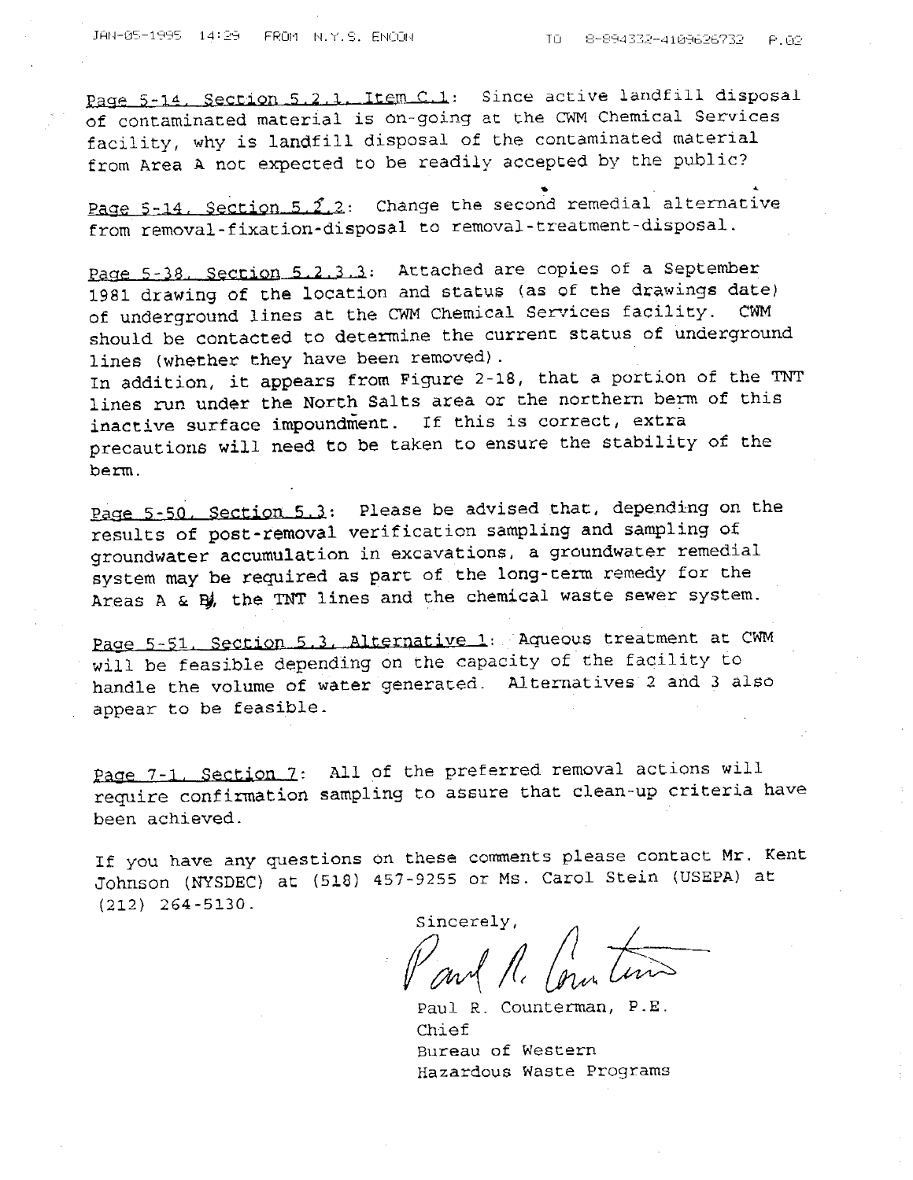Page 5-14, Section 5.2.1, Item C.1: Since active landfill disposal of contaminated material is on-going at the CWM Chemical Services facility, why is landfill disposal of the contaminated material from Area A not expected to be readily accepted by the public?

Page 5-14, Section 5.2.2: Change the second remedial alternative from removal-fixation-disposal to removal-treatment-disposal.

Page 5-38, Section 5.2.3.3: Attached are copies of a September 1981 drawing of the location and status (as of the drawings date) of underground lines at the CWM Chemical Services facility. CWM should be contacted to determine the current status of underground lines (whether they have been removed).
In addition, it appears from Figure 2-18, that a portion of the TNT lines run under the North Salts area or the northern berm of this inactive surface impoundment. If this is correct, extra precautions will need to be taken to ensure the stability of the berm.

Page 5-50, Section 5.3: Please be advised that, depending on the results of post-removal verification sampling and sampling of groundwater accumulation in excavations, a groundwater remedial system may be required as part of the long-term remedy for the Areas A & B, the TNT lines and the chemical waste sewer system.

Page 5-51, Section 5.3, Alternative 1: Aqueous treatment at CWM will be feasible depending on the capacity of the facility to handle the volume of water generated. Alternatives 2 and 3 also appear to be feasible.

Page 7-1, Section 7: All of the preferred removal actions will require confirmation sampling to assure that clean-up criteria have been achieved.

If you have any questions on these comments please contact Mr. Kent Johnson (NYSDEC) at (518) 457-9255 or Ms. Carol Stein (USEPA) at (212) 264-5130.

Sincerely,

Paul R. Counterman, P.E.
Chief
Bureau of Western
Hazardous Waste Programs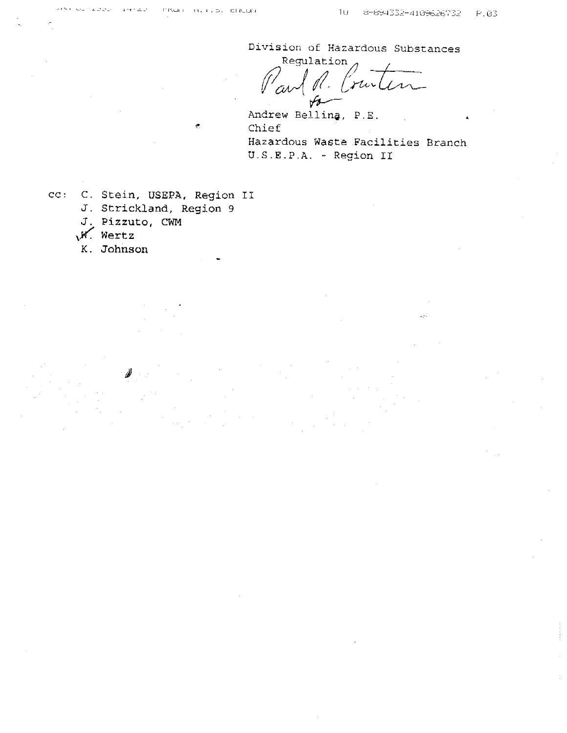Division of Hazardous Substances
Regulation

Paul R. Courten
for

Andrew Bellina, P.E.
Chief
Hazardous Waste Facilities Branch
U.S.E.P.A. - Region II

cc: C. Stein, USEPA, Region II
J. Strickland, Region 9
J. Pizzuto, CWM
W. Wertz
K. Johnson